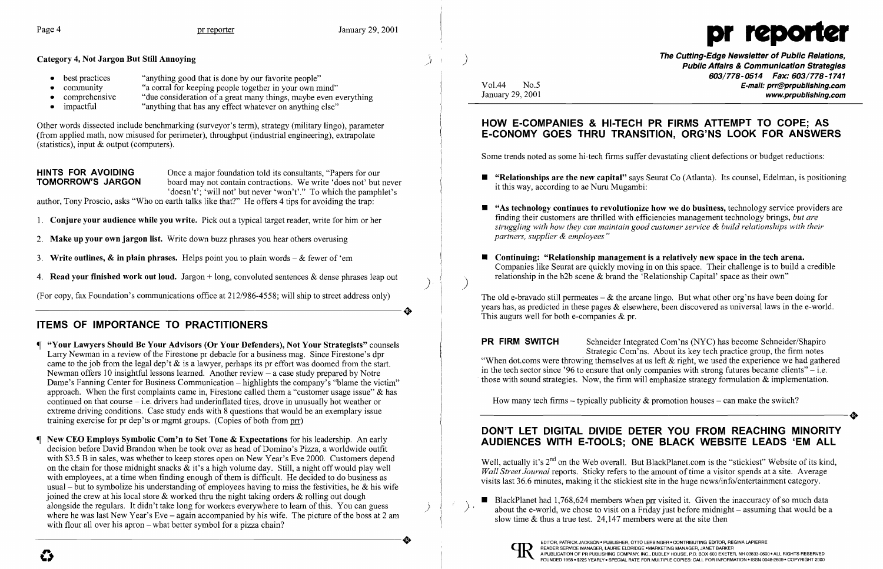### Category 4, Not Jargon But Still Annoying

- best practices — "anything good that is done by our favorite people"
- community — "a corral for keeping people together in your own mind"
- comprehensive — "due consideration of a great many things, maybe even everything
- impactful — "anything that has any effect whatever on anything else"

Other words dissected include benchmarking (surveyor's term), strategy (military lingo), parameter (from applied math, now misused for perimeter), throughput (industrial engineering), extrapolate (statistics), input & output (computers).

**HINTS FOR AVOIDING TOMORROW'S JARGON** Once a major foundation told its consultants, "Papers for our board may not contain contractions. We write 'does not' but never 'doesn't'; 'will not' but never 'won't'." To which the pamphlet's author, Tony Proscio, asks "Who on earth talks like that?" He offers 4 tips for avoiding the trap:

1. **Conjure your audience while you write.** Pick out a typical target reader, write for him or her
2. **Make up your own jargon list.** Write down buzz phrases you hear others overusing
3. **Write outlines, & in plain phrases.** Helps point you to plain words – & fewer of 'em
4. **Read your finished work out loud.** Jargon + long, convoluted sentences & dense phrases leap out

(For copy, fax Foundation's communications office at 212/986-4558; will ship to street address only)

## ITEMS OF IMPORTANCE TO PRACTITIONERS

¶ **"Your Lawyers Should Be Your Advisors (Or Your Defenders), Not Your Strategists"** counsels Larry Newman in a review of the Firestone pr debacle for a business mag. Since Firestone's dpr came to the job from the legal dep't & is a lawyer, perhaps its pr effort was doomed from the start. Newman offers 10 insightful lessons learned. Another review – a case study prepared by Notre Dame's Fanning Center for Business Communication – highlights the company's "blame the victim" approach. When the first complaints came in, Firestone called them a "customer usage issue" & has continued on that course – i.e. drivers had underinflated tires, drove in unusually hot weather or extreme driving conditions. Case study ends with 8 questions that would be an exemplary issue training exercise for pr dep'ts or mgmt groups. (Copies of both from prr)

¶ **New CEO Employs Symbolic Com'n to Set Tone & Expectations** for his leadership. An early decision before David Brandon when he took over as head of Domino's Pizza, a worldwide outfit with $3.5 B in sales, was whether to keep stores open on New Year's Eve 2000. Customers depend on the chain for those midnight snacks & it's a high volume day. Still, a night off would play well with employees, at a time when finding enough of them is difficult. He decided to do business as usual – but to symbolize his understanding of employees having to miss the festivities, he & his wife joined the crew at his local store & worked thru the night taking orders & rolling out dough alongside the regulars. It didn't take long for workers everywhere to learn of this. You can guess where he was last New Year's Eve – again accompanied by his wife. The picture of the boss at 2 am with flour all over his apron – what better symbol for a pizza chain?

# pr reporter

**The Cutting-Edge Newsletter of Public Relations, Public Affairs & Communication Strategies**
603/778-0514 Fax: 603/778-1741
E-mail: prr@prpublishing.com
www.prpublishing.com

Vol.44 No.5
January 29, 2001

## HOW E-COMPANIES & HI-TECH PR FIRMS ATTEMPT TO COPE; AS E-CONOMY GOES THRU TRANSITION, ORG'NS LOOK FOR ANSWERS

Some trends noted as some hi-tech firms suffer devastating client defections or budget reductions:

- **"Relationships are the new capital"** says Seurat Co (Atlanta). Its counsel, Edelman, is positioning it this way, according to ae Nuru Mugambi:
- **"As technology continues to revolutionize how we do business,** technology service providers are finding their customers are thrilled with efficiencies management technology brings, *but are struggling with how they can maintain good customer service & build relationships with their partners, supplier & employees"*
- **Continuing: "Relationship management is a relatively new space in the tech arena.** Companies like Seurat are quickly moving in on this space. Their challenge is to build a credible relationship in the b2b scene & brand the 'Relationship Capital' space as their own"

The old e-bravado still permeates – & the arcane lingo. But what other org'ns have been doing for years has, as predicted in these pages & elsewhere, been discovered as universal laws in the e-world. This augurs well for both e-companies & pr.

**PR FIRM SWITCH** Schneider Integrated Com'ns (NYC) has become Schneider/Shapiro Strategic Com'ns. About its key tech practice group, the firm notes "When dot.coms were throwing themselves at us left & right, we used the experience we had gathered in the tech sector since '96 to ensure that only companies with strong futures became clients" – i.e. those with sound strategies. Now, the firm will emphasize strategy formulation & implementation.

How many tech firms – typically publicity & promotion houses – can make the switch?

## DON'T LET DIGITAL DIVIDE DETER YOU FROM REACHING MINORITY AUDIENCES WITH E-TOOLS; ONE BLACK WEBSITE LEADS 'EM ALL

Well, actually it's 2nd on the Web overall. But BlackPlanet.com is the "stickiest" Website of its kind, *Wall Street Journal* reports. Sticky refers to the amount of time a visitor spends at a site. Average visits last 36.6 minutes, making it the stickiest site in the huge news/info/entertainment category.

- BlackPlanet had 1,768,624 members when prr visited it. Given the inaccuracy of so much data about the e-world, we chose to visit on a Friday just before midnight – assuming that would be a slow time & thus a true test. 24,147 members were at the site then

EDITOR, PATRICK JACKSON • PUBLISHER, OTTO LERBINGER • CONTRIBUTING EDITOR, REGINA LAPIERRE • READER SERVICE MANAGER, LAURIE ELDRIDGE • MARKETING MANAGER, JANET BARKER • A PUBLICATION OF PR PUBLISHING COMPANY, INC., DUDLEY HOUSE, P.O. BOX 600 EXETER, NH 03833-0600 • ALL RIGHTS RESERVED • FOUNDED 1958 • $225 YEARLY • SPECIAL RATE FOR MULTIPLE COPIES: CALL FOR INFORMATION • ISSN 0048-2609 • COPYRIGHT 2000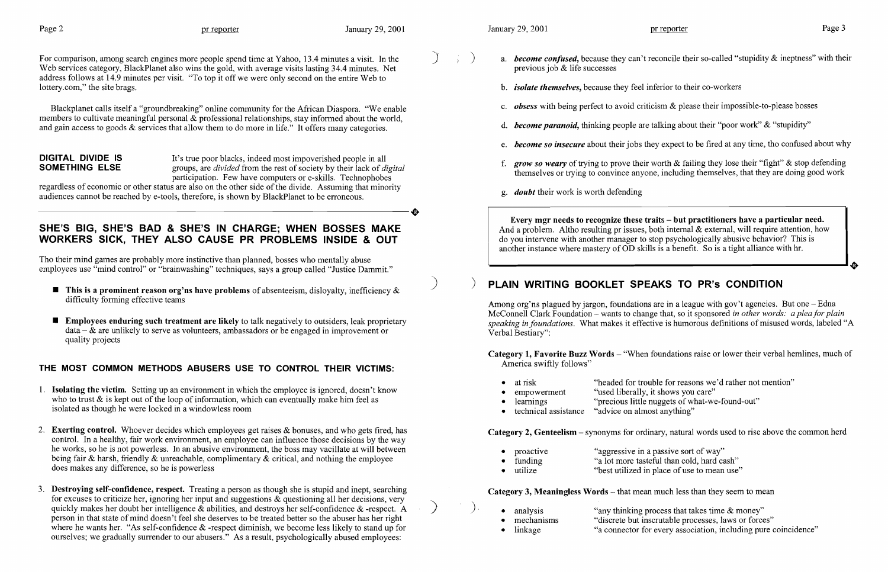For comparison, among search engines more people spend time at Yahoo, 13.4 minutes a visit. In the Web services category, BlackPlanet also wins the gold, with average visits lasting 34.4 minutes. Net address follows at 14.9 minutes per visit. "To top it off we were only second on the entire Web to lottery.com," the site brags.

Blackplanet calls itself a "groundbreaking" online community for the African Diaspora. "We enable members to cultivate meaningful personal & professional relationships, stay informed about the world, and gain access to goods & services that allow them to do more in life." It offers many categories.

**DIGITAL DIVIDE IS SOMETHING ELSE** It's true poor blacks, indeed most impoverished people in all groups, are *divided* from the rest of society by their lack of *digital* participation. Few have computers or e-skills. Technophobes regardless of economic or other status are also on the other side of the divide. Assuming that minority audiences cannot be reached by e-tools, therefore, is shown by BlackPlanet to be erroneous.

## SHE'S BIG, SHE'S BAD & SHE'S IN CHARGE; WHEN BOSSES MAKE WORKERS SICK, THEY ALSO CAUSE PR PROBLEMS INSIDE & OUT

Tho their mind games are probably more instinctive than planned, bosses who mentally abuse employees use "mind control" or "brainwashing" techniques, says a group called "Justice Dammit."

- **This is a prominent reason org'ns have problems** of absenteeism, disloyalty, inefficiency & difficulty forming effective teams
- **Employees enduring such treatment are likely** to talk negatively to outsiders, leak proprietary data – & are unlikely to serve as volunteers, ambassadors or be engaged in improvement or quality projects

### THE MOST COMMON METHODS ABUSERS USE TO CONTROL THEIR VICTIMS:

1. **Isolating the victim.** Setting up an environment in which the employee is ignored, doesn't know who to trust & is kept out of the loop of information, which can eventually make him feel as isolated as though he were locked in a windowless room
2. **Exerting control.** Whoever decides which employees get raises & bonuses, and who gets fired, has control. In a healthy, fair work environment, an employee can influence those decisions by the way he works, so he is not powerless. In an abusive environment, the boss may vacillate at will between being fair & harsh, friendly & unreachable, complimentary & critical, and nothing the employee does makes any difference, so he is powerless
3. **Destroying self-confidence, respect.** Treating a person as though she is stupid and inept, searching for excuses to criticize her, ignoring her input and suggestions & questioning all her decisions, very quickly makes her doubt her intelligence & abilities, and destroys her self-confidence & -respect. A person in that state of mind doesn't feel she deserves to be treated better so the abuser has her right where he wants her. "As self-confidence & -respect diminish, we become less likely to stand up for ourselves; we gradually surrender to our abusers." As a result, psychologically abused employees:

   a. ***become confused,*** because they can't reconcile their so-called "stupidity & ineptness" with their previous job & life successes

   b. ***isolate themselves,*** because they feel inferior to their co-workers

   c. ***obsess*** with being perfect to avoid criticism & please their impossible-to-please bosses

   d. ***become paranoid,*** thinking people are talking about their "poor work" & "stupidity"

   e. ***become so insecure*** about their jobs they expect to be fired at any time, tho confused about why

   f. ***grow so weary*** of trying to prove their worth & failing they lose their "fight" & stop defending themselves or trying to convince anyone, including themselves, that they are doing good work

   g. ***doubt*** their work is worth defending

**Every mgr needs to recognize these traits – but practitioners have a particular need.** And a problem. Altho resulting pr issues, both internal & external, will require attention, how do you intervene with another manager to stop psychologically abusive behavior? This is another instance where mastery of OD skills is a benefit. So is a tight alliance with hr.

## PLAIN WRITING BOOKLET SPEAKS TO PR's CONDITION

Among org'ns plagued by jargon, foundations are in a league with gov't agencies. But one – Edna McConnell Clark Foundation – wants to change that, so it sponsored *in other words: a plea for plain speaking in foundations*. What makes it effective is humorous definitions of misused words, labeled "A Verbal Bestiary":

**Category 1, Favorite Buzz Words** – "When foundations raise or lower their verbal hemlines, much of America swiftly follows"

- at risk — "headed for trouble for reasons we'd rather not mention"
- empowerment — "used liberally, it shows you care"
- learnings — "precious little nuggets of what-we-found-out"
- technical assistance — "advice on almost anything"

**Category 2, Genteelism** – synonyms for ordinary, natural words used to rise above the common herd

- proactive — "aggressive in a passive sort of way"
- funding — "a lot more tasteful than cold, hard cash"
- utilize — "best utilized in place of use to mean use"

**Category 3, Meaningless Words** – that mean much less than they seem to mean

- analysis — "any thinking process that takes time & money"
- mechanisms — "discrete but inscrutable processes, laws or forces"
- linkage — "a connector for every association, including pure coincidence"